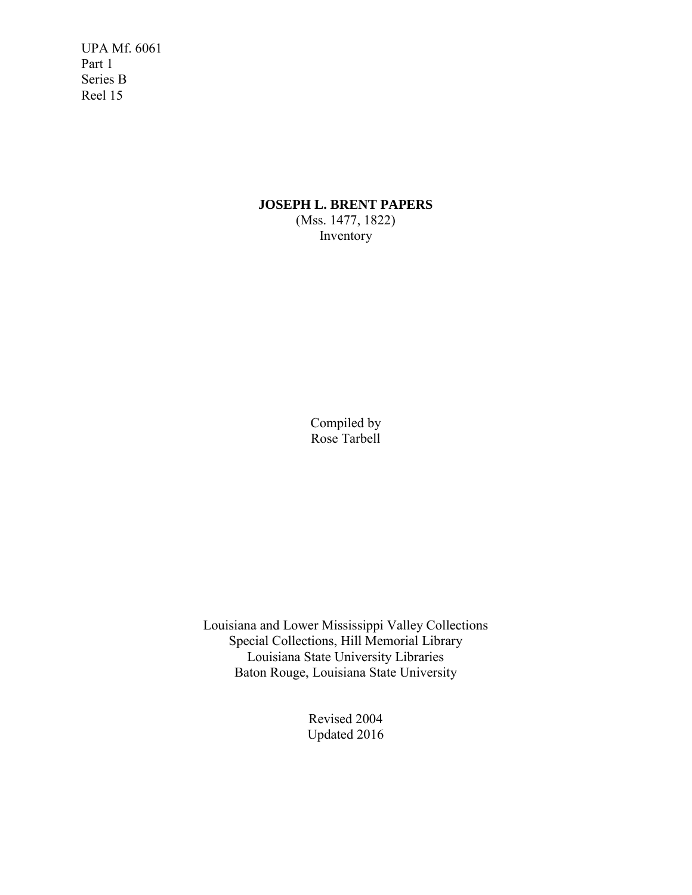UPA Mf. 6061
Part 1
Series B
Reel 15

# JOSEPH L. BRENT PAPERS

(Mss. 1477, 1822)
Inventory

Compiled by
Rose Tarbell

Louisiana and Lower Mississippi Valley Collections
Special Collections, Hill Memorial Library
Louisiana State University Libraries
Baton Rouge, Louisiana State University

Revised 2004
Updated 2016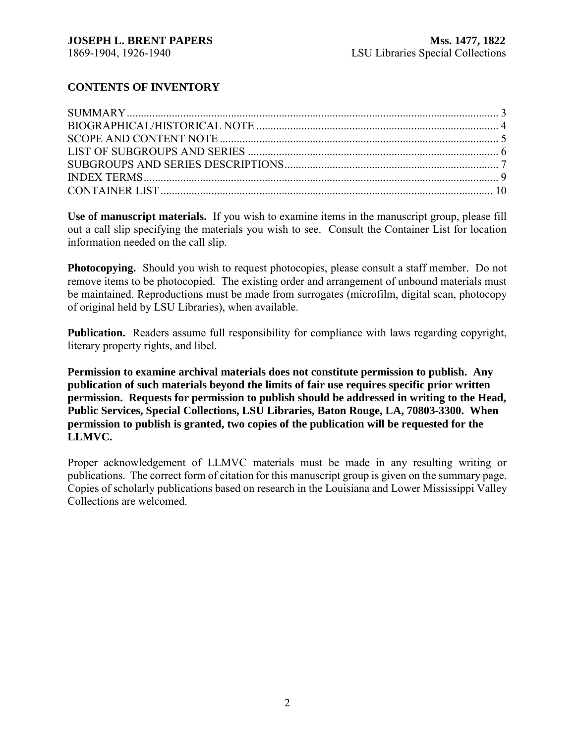## CONTENTS OF INVENTORY

| | |
|---|---|
| SUMMARY | 3 |
| BIOGRAPHICAL/HISTORICAL NOTE | 4 |
| SCOPE AND CONTENT NOTE | 5 |
| LIST OF SUBGROUPS AND SERIES | 6 |
| SUBGROUPS AND SERIES DESCRIPTIONS | 7 |
| INDEX TERMS | 9 |
| CONTAINER LIST | 10 |

**Use of manuscript materials.** If you wish to examine items in the manuscript group, please fill out a call slip specifying the materials you wish to see. Consult the Container List for location information needed on the call slip.

**Photocopying.** Should you wish to request photocopies, please consult a staff member. Do not remove items to be photocopied. The existing order and arrangement of unbound materials must be maintained. Reproductions must be made from surrogates (microfilm, digital scan, photocopy of original held by LSU Libraries), when available.

**Publication.** Readers assume full responsibility for compliance with laws regarding copyright, literary property rights, and libel.

**Permission to examine archival materials does not constitute permission to publish. Any publication of such materials beyond the limits of fair use requires specific prior written permission. Requests for permission to publish should be addressed in writing to the Head, Public Services, Special Collections, LSU Libraries, Baton Rouge, LA, 70803-3300. When permission to publish is granted, two copies of the publication will be requested for the LLMVC.**

Proper acknowledgement of LLMVC materials must be made in any resulting writing or publications. The correct form of citation for this manuscript group is given on the summary page. Copies of scholarly publications based on research in the Louisiana and Lower Mississippi Valley Collections are welcomed.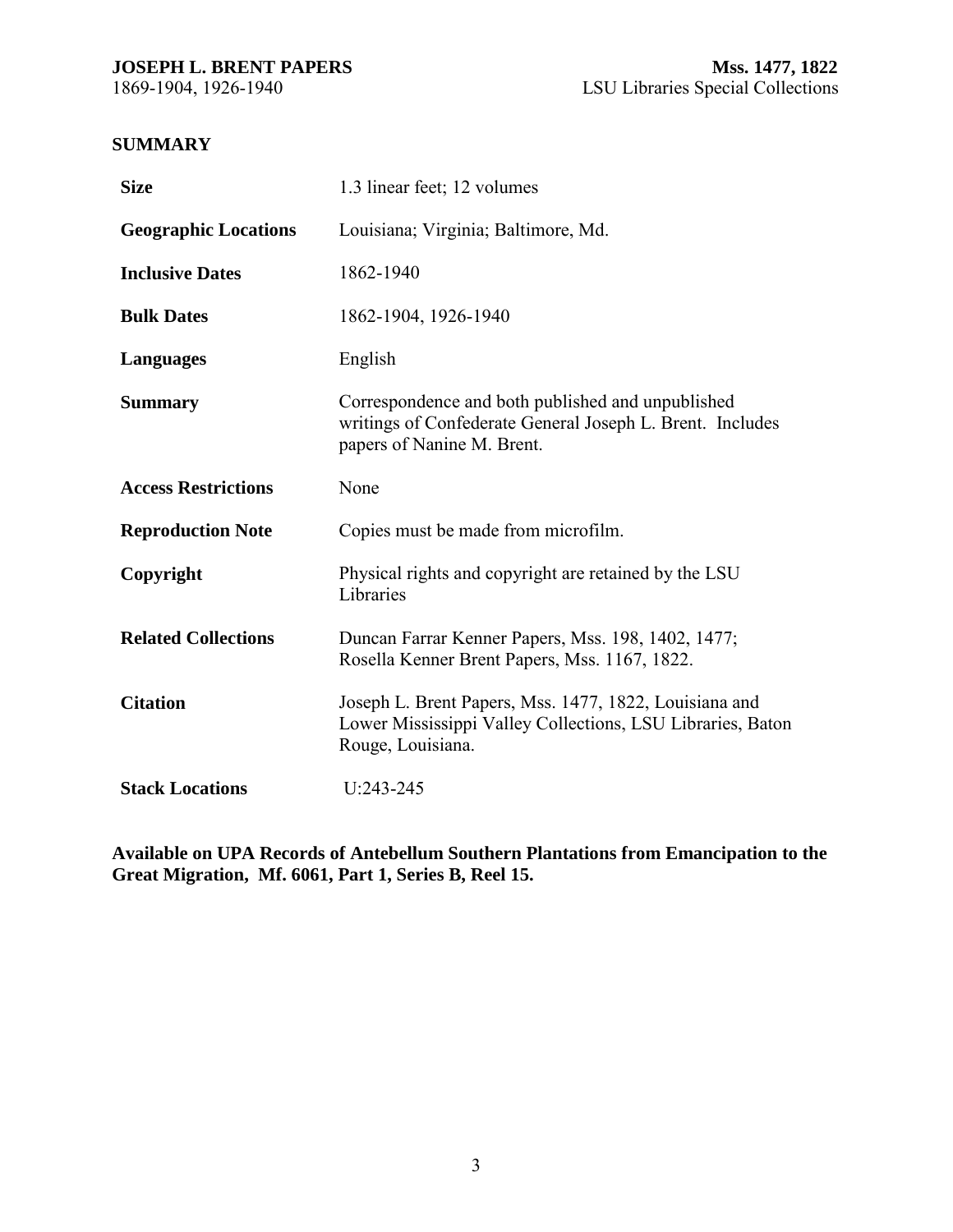## SUMMARY

| | |
|---|---|
| **Size** | 1.3 linear feet; 12 volumes |
| **Geographic Locations** | Louisiana; Virginia; Baltimore, Md. |
| **Inclusive Dates** | 1862-1940 |
| **Bulk Dates** | 1862-1904, 1926-1940 |
| **Languages** | English |
| **Summary** | Correspondence and both published and unpublished writings of Confederate General Joseph L. Brent. Includes papers of Nanine M. Brent. |
| **Access Restrictions** | None |
| **Reproduction Note** | Copies must be made from microfilm. |
| **Copyright** | Physical rights and copyright are retained by the LSU Libraries |
| **Related Collections** | Duncan Farrar Kenner Papers, Mss. 198, 1402, 1477; Rosella Kenner Brent Papers, Mss. 1167, 1822. |
| **Citation** | Joseph L. Brent Papers, Mss. 1477, 1822, Louisiana and Lower Mississippi Valley Collections, LSU Libraries, Baton Rouge, Louisiana. |
| **Stack Locations** | U:243-245 |

**Available on UPA Records of Antebellum Southern Plantations from Emancipation to the Great Migration, Mf. 6061, Part 1, Series B, Reel 15.**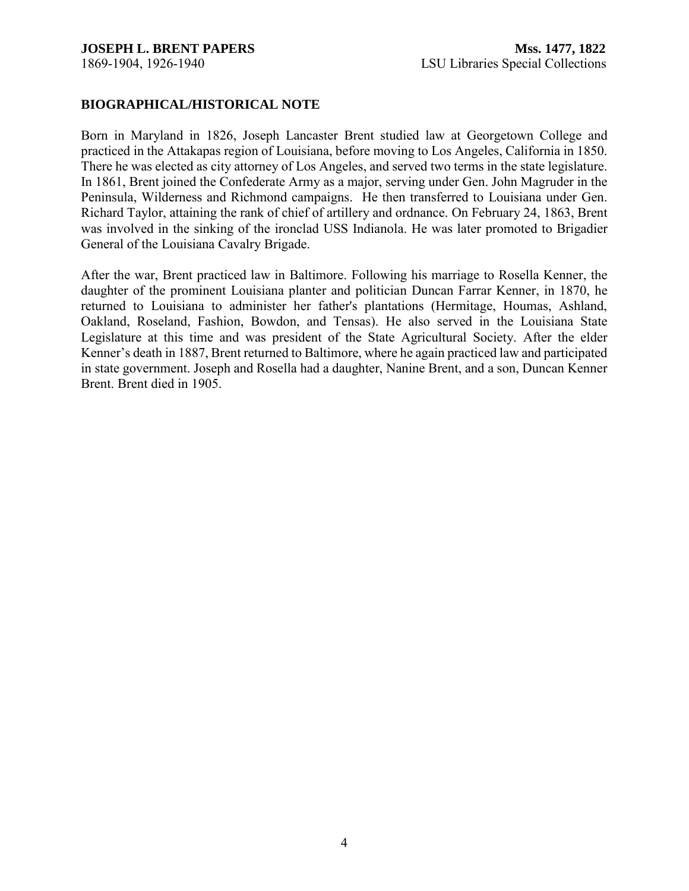## BIOGRAPHICAL/HISTORICAL NOTE

Born in Maryland in 1826, Joseph Lancaster Brent studied law at Georgetown College and practiced in the Attakapas region of Louisiana, before moving to Los Angeles, California in 1850. There he was elected as city attorney of Los Angeles, and served two terms in the state legislature. In 1861, Brent joined the Confederate Army as a major, serving under Gen. John Magruder in the Peninsula, Wilderness and Richmond campaigns. He then transferred to Louisiana under Gen. Richard Taylor, attaining the rank of chief of artillery and ordnance. On February 24, 1863, Brent was involved in the sinking of the ironclad USS Indianola. He was later promoted to Brigadier General of the Louisiana Cavalry Brigade.

After the war, Brent practiced law in Baltimore. Following his marriage to Rosella Kenner, the daughter of the prominent Louisiana planter and politician Duncan Farrar Kenner, in 1870, he returned to Louisiana to administer her father's plantations (Hermitage, Houmas, Ashland, Oakland, Roseland, Fashion, Bowdon, and Tensas). He also served in the Louisiana State Legislature at this time and was president of the State Agricultural Society. After the elder Kenner's death in 1887, Brent returned to Baltimore, where he again practiced law and participated in state government. Joseph and Rosella had a daughter, Nanine Brent, and a son, Duncan Kenner Brent. Brent died in 1905.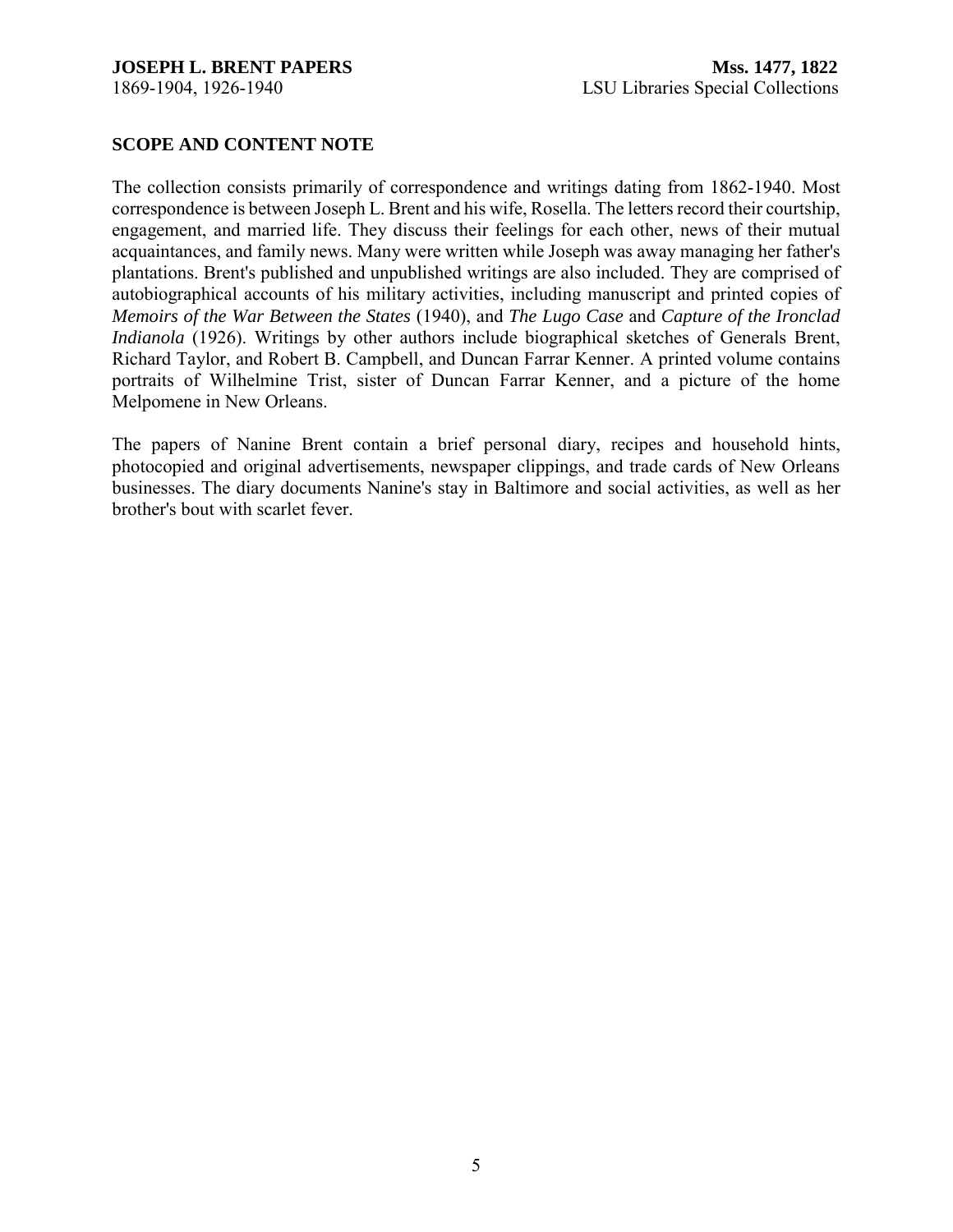## SCOPE AND CONTENT NOTE

The collection consists primarily of correspondence and writings dating from 1862-1940. Most correspondence is between Joseph L. Brent and his wife, Rosella. The letters record their courtship, engagement, and married life. They discuss their feelings for each other, news of their mutual acquaintances, and family news. Many were written while Joseph was away managing her father's plantations. Brent's published and unpublished writings are also included. They are comprised of autobiographical accounts of his military activities, including manuscript and printed copies of *Memoirs of the War Between the States* (1940), and *The Lugo Case* and *Capture of the Ironclad Indianola* (1926). Writings by other authors include biographical sketches of Generals Brent, Richard Taylor, and Robert B. Campbell, and Duncan Farrar Kenner. A printed volume contains portraits of Wilhelmine Trist, sister of Duncan Farrar Kenner, and a picture of the home Melpomene in New Orleans.

The papers of Nanine Brent contain a brief personal diary, recipes and household hints, photocopied and original advertisements, newspaper clippings, and trade cards of New Orleans businesses. The diary documents Nanine's stay in Baltimore and social activities, as well as her brother's bout with scarlet fever.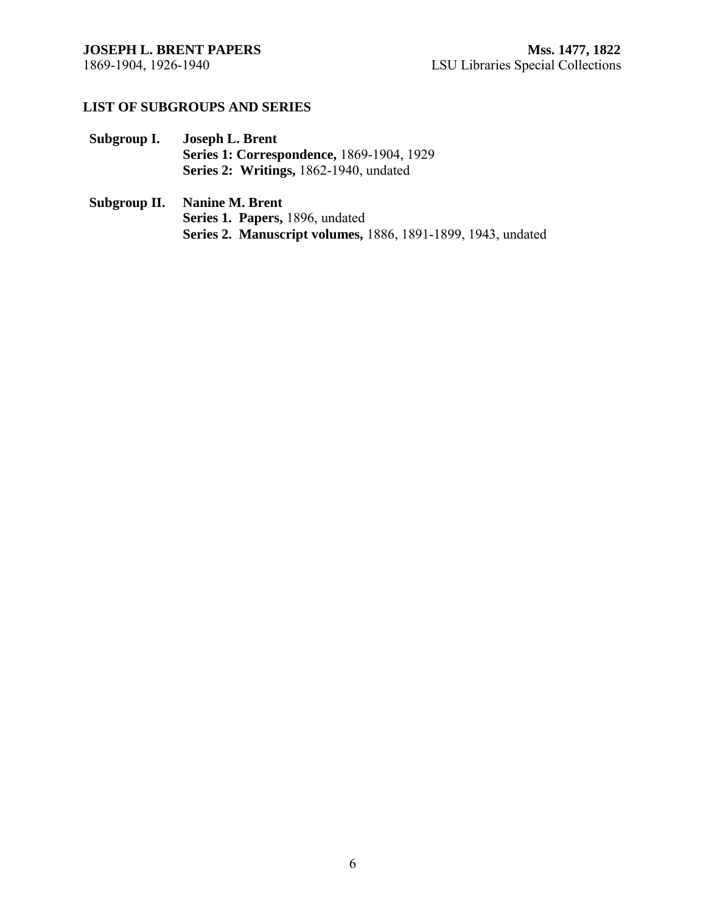## LIST OF SUBGROUPS AND SERIES

**Subgroup I. Joseph L. Brent**

- **Series 1: Correspondence,** 1869-1904, 1929
- **Series 2: Writings,** 1862-1940, undated

**Subgroup II. Nanine M. Brent**

- **Series 1. Papers,** 1896, undated
- **Series 2. Manuscript volumes,** 1886, 1891-1899, 1943, undated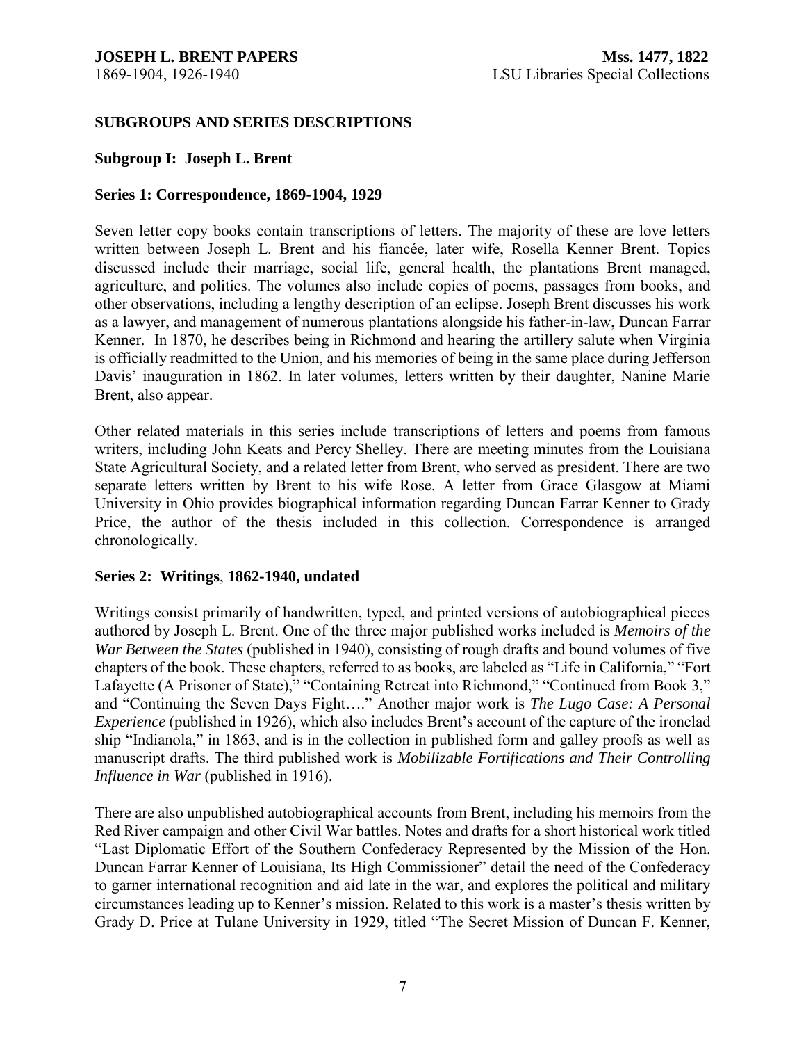## SUBGROUPS AND SERIES DESCRIPTIONS

### Subgroup I: Joseph L. Brent

#### Series 1: Correspondence, 1869-1904, 1929

Seven letter copy books contain transcriptions of letters. The majority of these are love letters written between Joseph L. Brent and his fiancée, later wife, Rosella Kenner Brent. Topics discussed include their marriage, social life, general health, the plantations Brent managed, agriculture, and politics. The volumes also include copies of poems, passages from books, and other observations, including a lengthy description of an eclipse. Joseph Brent discusses his work as a lawyer, and management of numerous plantations alongside his father-in-law, Duncan Farrar Kenner. In 1870, he describes being in Richmond and hearing the artillery salute when Virginia is officially readmitted to the Union, and his memories of being in the same place during Jefferson Davis' inauguration in 1862. In later volumes, letters written by their daughter, Nanine Marie Brent, also appear.

Other related materials in this series include transcriptions of letters and poems from famous writers, including John Keats and Percy Shelley. There are meeting minutes from the Louisiana State Agricultural Society, and a related letter from Brent, who served as president. There are two separate letters written by Brent to his wife Rose. A letter from Grace Glasgow at Miami University in Ohio provides biographical information regarding Duncan Farrar Kenner to Grady Price, the author of the thesis included in this collection. Correspondence is arranged chronologically.

#### Series 2: Writings, 1862-1940, undated

Writings consist primarily of handwritten, typed, and printed versions of autobiographical pieces authored by Joseph L. Brent. One of the three major published works included is *Memoirs of the War Between the States* (published in 1940), consisting of rough drafts and bound volumes of five chapters of the book. These chapters, referred to as books, are labeled as "Life in California," "Fort Lafayette (A Prisoner of State)," "Containing Retreat into Richmond," "Continued from Book 3," and "Continuing the Seven Days Fight…." Another major work is *The Lugo Case: A Personal Experience* (published in 1926), which also includes Brent's account of the capture of the ironclad ship "Indianola," in 1863, and is in the collection in published form and galley proofs as well as manuscript drafts. The third published work is *Mobilizable Fortifications and Their Controlling Influence in War* (published in 1916).

There are also unpublished autobiographical accounts from Brent, including his memoirs from the Red River campaign and other Civil War battles. Notes and drafts for a short historical work titled "Last Diplomatic Effort of the Southern Confederacy Represented by the Mission of the Hon. Duncan Farrar Kenner of Louisiana, Its High Commissioner" detail the need of the Confederacy to garner international recognition and aid late in the war, and explores the political and military circumstances leading up to Kenner's mission. Related to this work is a master's thesis written by Grady D. Price at Tulane University in 1929, titled "The Secret Mission of Duncan F. Kenner,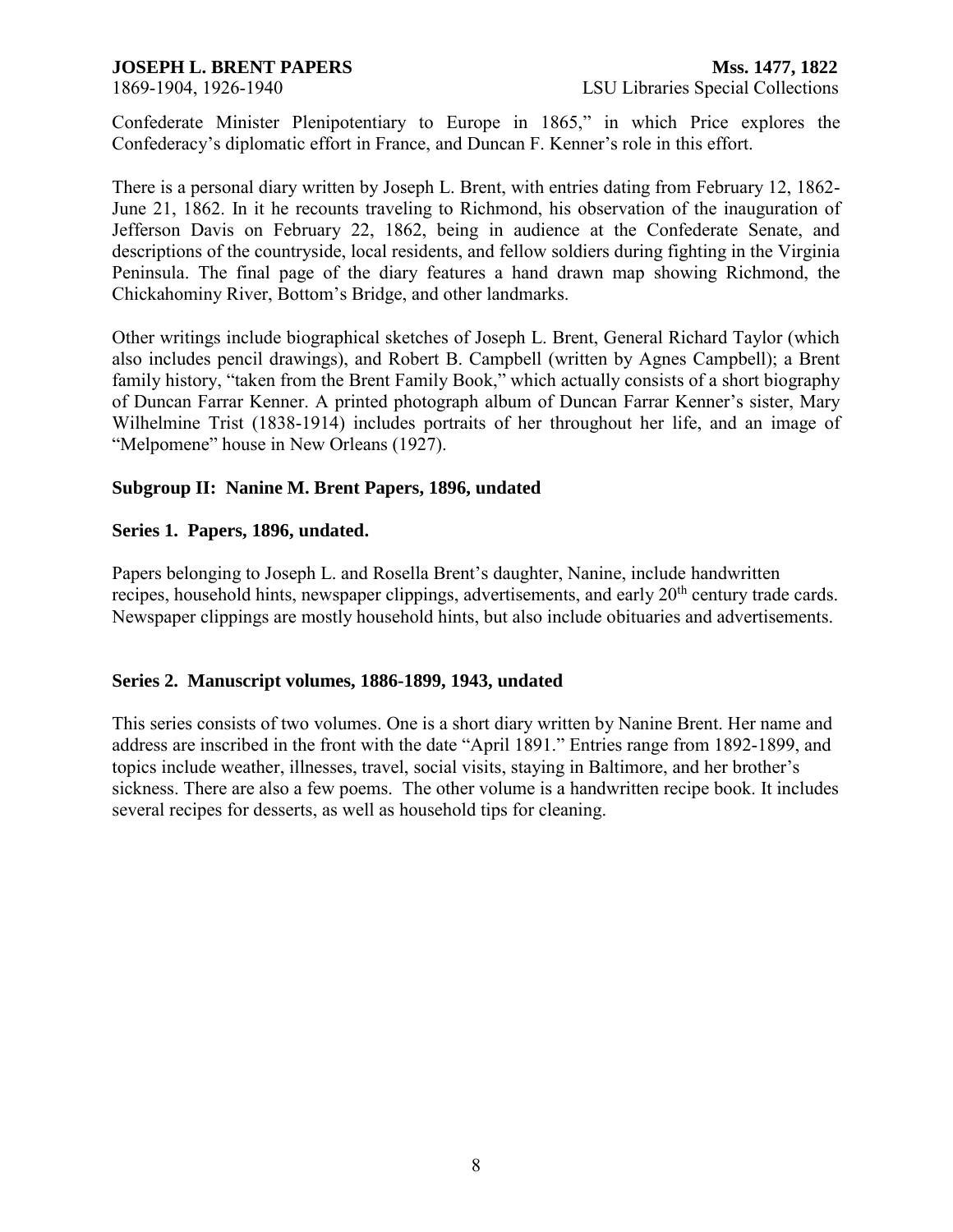Confederate Minister Plenipotentiary to Europe in 1865," in which Price explores the Confederacy's diplomatic effort in France, and Duncan F. Kenner's role in this effort.

There is a personal diary written by Joseph L. Brent, with entries dating from February 12, 1862-June 21, 1862. In it he recounts traveling to Richmond, his observation of the inauguration of Jefferson Davis on February 22, 1862, being in audience at the Confederate Senate, and descriptions of the countryside, local residents, and fellow soldiers during fighting in the Virginia Peninsula. The final page of the diary features a hand drawn map showing Richmond, the Chickahominy River, Bottom's Bridge, and other landmarks.

Other writings include biographical sketches of Joseph L. Brent, General Richard Taylor (which also includes pencil drawings), and Robert B. Campbell (written by Agnes Campbell); a Brent family history, "taken from the Brent Family Book," which actually consists of a short biography of Duncan Farrar Kenner. A printed photograph album of Duncan Farrar Kenner's sister, Mary Wilhelmine Trist (1838-1914) includes portraits of her throughout her life, and an image of "Melpomene" house in New Orleans (1927).

**Subgroup II: Nanine M. Brent Papers, 1896, undated**

**Series 1. Papers, 1896, undated.**

Papers belonging to Joseph L. and Rosella Brent's daughter, Nanine, include handwritten recipes, household hints, newspaper clippings, advertisements, and early 20th century trade cards. Newspaper clippings are mostly household hints, but also include obituaries and advertisements.

**Series 2. Manuscript volumes, 1886-1899, 1943, undated**

This series consists of two volumes. One is a short diary written by Nanine Brent. Her name and address are inscribed in the front with the date "April 1891." Entries range from 1892-1899, and topics include weather, illnesses, travel, social visits, staying in Baltimore, and her brother's sickness. There are also a few poems. The other volume is a handwritten recipe book. It includes several recipes for desserts, as well as household tips for cleaning.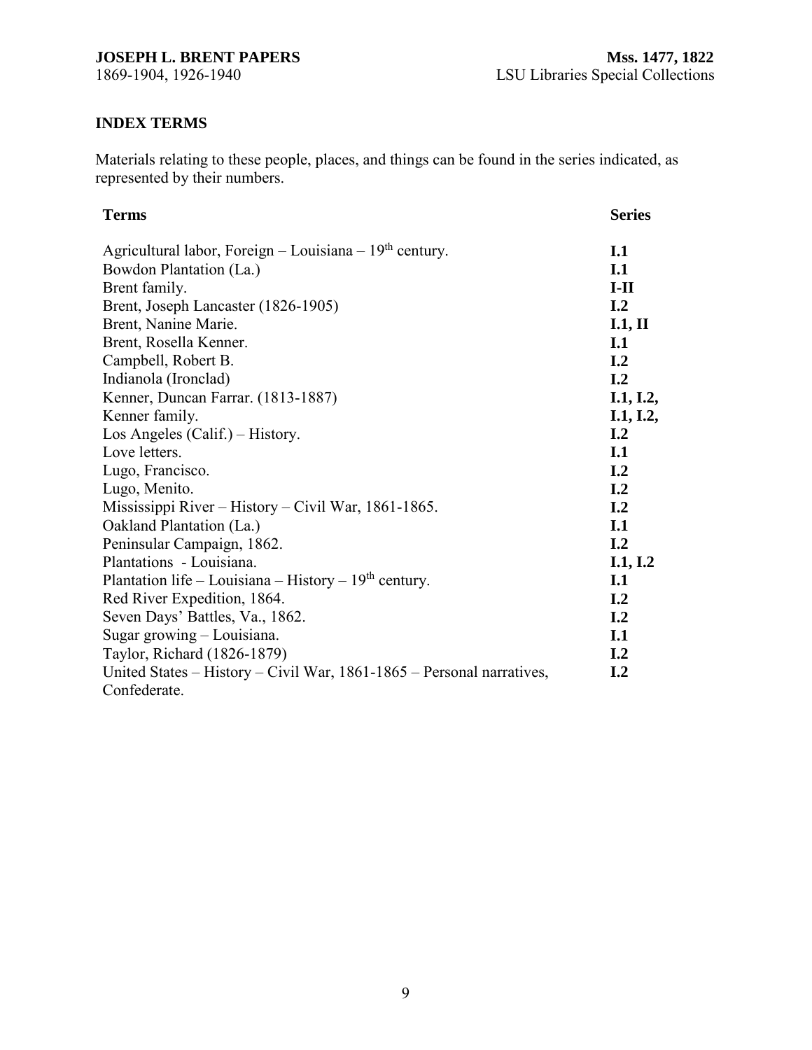## INDEX TERMS

Materials relating to these people, places, and things can be found in the series indicated, as represented by their numbers.

| Terms | Series |
| --- | --- |
| Agricultural labor, Foreign – Louisiana – 19th century. | **I.1** |
| Bowdon Plantation (La.) | **I.1** |
| Brent family. | **I-II** |
| Brent, Joseph Lancaster (1826-1905) | **I.2** |
| Brent, Nanine Marie. | **I.1, II** |
| Brent, Rosella Kenner. | **I.1** |
| Campbell, Robert B. | **I.2** |
| Indianola (Ironclad) | **I.2** |
| Kenner, Duncan Farrar. (1813-1887) | **I.1, I.2,** |
| Kenner family. | **I.1, I.2,** |
| Los Angeles (Calif.) – History. | **I.2** |
| Love letters. | **I.1** |
| Lugo, Francisco. | **I.2** |
| Lugo, Menito. | **I.2** |
| Mississippi River – History – Civil War, 1861-1865. | **I.2** |
| Oakland Plantation (La.) | **I.1** |
| Peninsular Campaign, 1862. | **I.2** |
| Plantations - Louisiana. | **I.1, I.2** |
| Plantation life – Louisiana – History – 19th century. | **I.1** |
| Red River Expedition, 1864. | **I.2** |
| Seven Days' Battles, Va., 1862. | **I.2** |
| Sugar growing – Louisiana. | **I.1** |
| Taylor, Richard (1826-1879) | **I.2** |
| United States – History – Civil War, 1861-1865 – Personal narratives, Confederate. | **I.2** |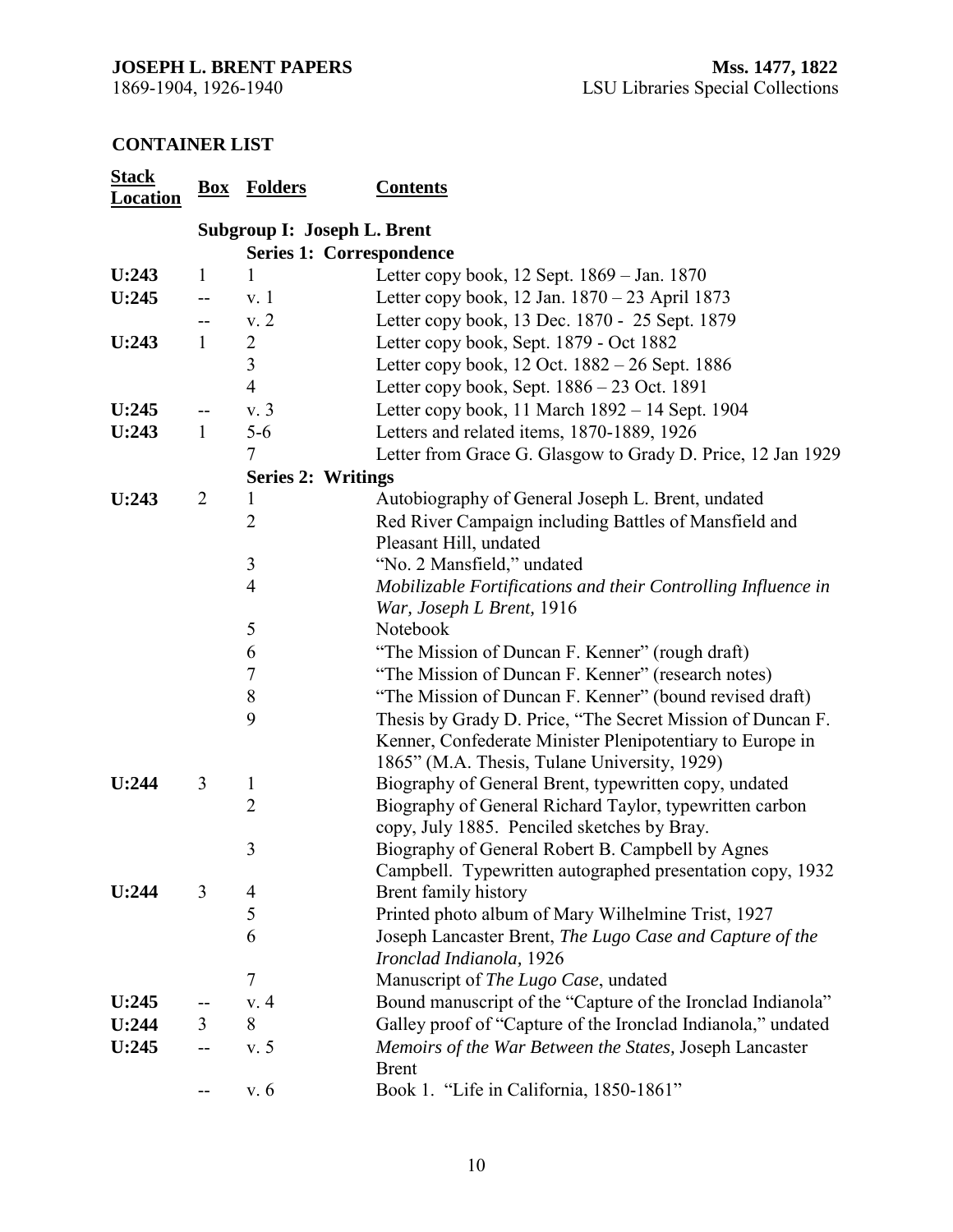## CONTAINER LIST

| Stack Location | Box | Folders | Contents |
|---|---|---|---|
| | **Subgroup I: Joseph L. Brent** | | |
| | | **Series 1: Correspondence** | |
| **U:243** | 1 | 1 | Letter copy book, 12 Sept. 1869 – Jan. 1870 |
| **U:245** | -- | v. 1 | Letter copy book, 12 Jan. 1870 – 23 April 1873 |
| | -- | v. 2 | Letter copy book, 13 Dec. 1870 - 25 Sept. 1879 |
| **U:243** | 1 | 2 | Letter copy book, Sept. 1879 - Oct 1882 |
| | | 3 | Letter copy book, 12 Oct. 1882 – 26 Sept. 1886 |
| | | 4 | Letter copy book, Sept. 1886 – 23 Oct. 1891 |
| **U:245** | -- | v. 3 | Letter copy book, 11 March 1892 – 14 Sept. 1904 |
| **U:243** | 1 | 5-6 | Letters and related items, 1870-1889, 1926 |
| | | 7 | Letter from Grace G. Glasgow to Grady D. Price, 12 Jan 1929 |
| | | **Series 2: Writings** | |
| **U:243** | 2 | 1 | Autobiography of General Joseph L. Brent, undated |
| | | 2 | Red River Campaign including Battles of Mansfield and Pleasant Hill, undated |
| | | 3 | "No. 2 Mansfield," undated |
| | | 4 | *Mobilizable Fortifications and their Controlling Influence in War, Joseph L Brent,* 1916 |
| | | 5 | Notebook |
| | | 6 | "The Mission of Duncan F. Kenner" (rough draft) |
| | | 7 | "The Mission of Duncan F. Kenner" (research notes) |
| | | 8 | "The Mission of Duncan F. Kenner" (bound revised draft) |
| | | 9 | Thesis by Grady D. Price, "The Secret Mission of Duncan F. Kenner, Confederate Minister Plenipotentiary to Europe in 1865" (M.A. Thesis, Tulane University, 1929) |
| **U:244** | 3 | 1 | Biography of General Brent, typewritten copy, undated |
| | | 2 | Biography of General Richard Taylor, typewritten carbon copy, July 1885. Penciled sketches by Bray. |
| | | 3 | Biography of General Robert B. Campbell by Agnes Campbell. Typewritten autographed presentation copy, 1932 |
| **U:244** | 3 | 4 | Brent family history |
| | | 5 | Printed photo album of Mary Wilhelmine Trist, 1927 |
| | | 6 | Joseph Lancaster Brent, *The Lugo Case and Capture of the Ironclad Indianola,* 1926 |
| | | 7 | Manuscript of *The Lugo Case*, undated |
| **U:245** | -- | v. 4 | Bound manuscript of the "Capture of the Ironclad Indianola" |
| **U:244** | 3 | 8 | Galley proof of "Capture of the Ironclad Indianola," undated |
| **U:245** | -- | v. 5 | *Memoirs of the War Between the States,* Joseph Lancaster Brent |
| | -- | v. 6 | Book 1. "Life in California, 1850-1861" |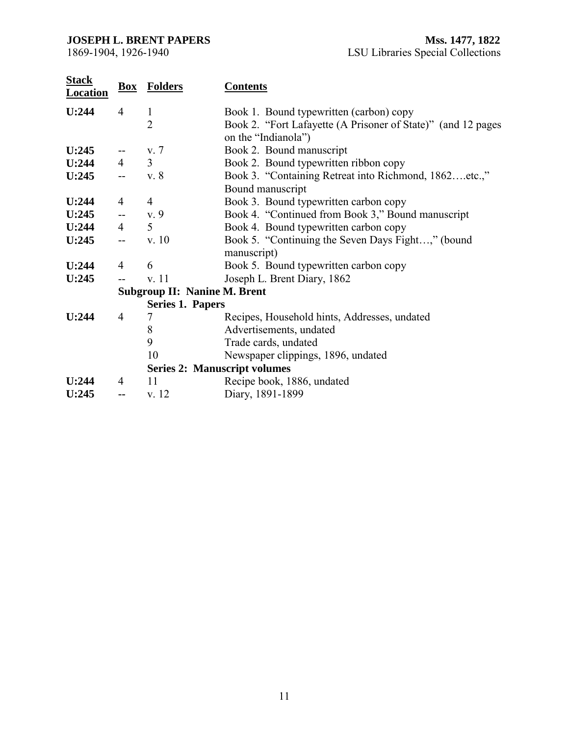| Stack Location | Box | Folders | Contents |
| --- | --- | --- | --- |
| **U:244** | 4 | 1 | Book 1. Bound typewritten (carbon) copy |
| | | 2 | Book 2. "Fort Lafayette (A Prisoner of State)" (and 12 pages on the "Indianola") |
| **U:245** | -- | v. 7 | Book 2. Bound manuscript |
| **U:244** | 4 | 3 | Book 2. Bound typewritten ribbon copy |
| **U:245** | -- | v. 8 | Book 3. "Containing Retreat into Richmond, 1862….etc.," Bound manuscript |
| **U:244** | 4 | 4 | Book 3. Bound typewritten carbon copy |
| **U:245** | -- | v. 9 | Book 4. "Continued from Book 3," Bound manuscript |
| **U:244** | 4 | 5 | Book 4. Bound typewritten carbon copy |
| **U:245** | -- | v. 10 | Book 5. "Continuing the Seven Days Fight…," (bound manuscript) |
| **U:244** | 4 | 6 | Book 5. Bound typewritten carbon copy |
| **U:245** | -- | v. 11 | Joseph L. Brent Diary, 1862 |
| | | **Subgroup II: Nanine M. Brent** | |
| | | **Series 1. Papers** | |
| **U:244** | 4 | 7 | Recipes, Household hints, Addresses, undated |
| | | 8 | Advertisements, undated |
| | | 9 | Trade cards, undated |
| | | 10 | Newspaper clippings, 1896, undated |
| | | **Series 2: Manuscript volumes** | |
| **U:244** | 4 | 11 | Recipe book, 1886, undated |
| **U:245** | -- | v. 12 | Diary, 1891-1899 |